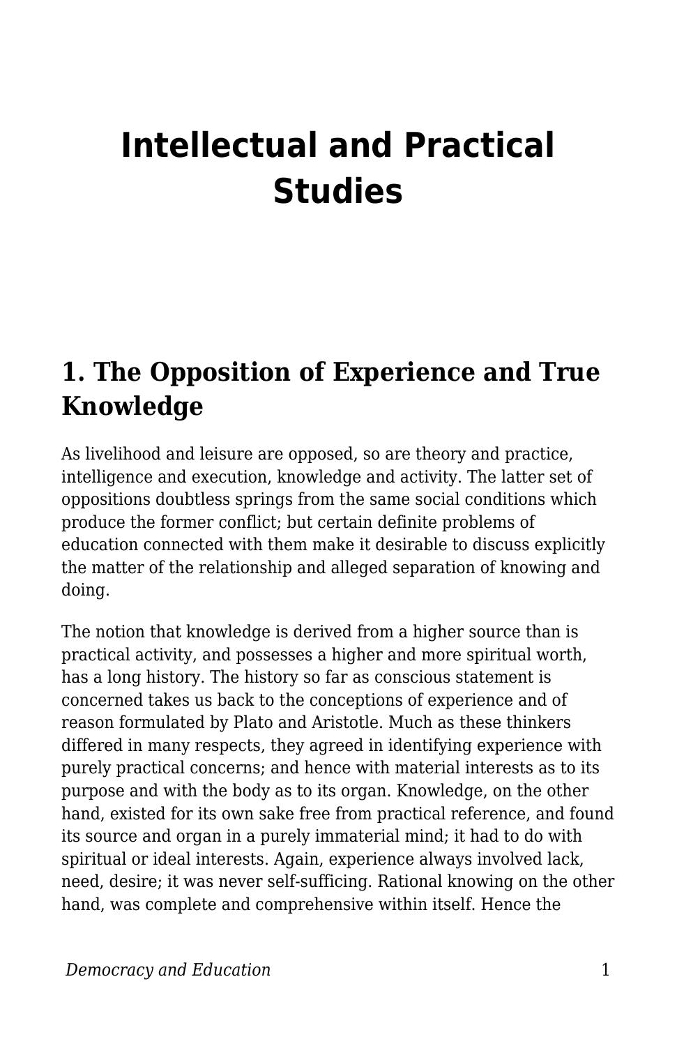# Intellectual and Practical Studies

## 1. The Opposition of Experience and True Knowledge

As livelihood and leisure are opposed, so are theory and practice, intelligence and execution, knowledge and activity. The latter set of oppositions doubtless springs from the same social conditions which produce the former conflict; but certain definite problems of education connected with them make it desirable to discuss explicitly the matter of the relationship and alleged separation of knowing and doing.

The notion that knowledge is derived from a higher source than is practical activity, and possesses a higher and more spiritual worth, has a long history. The history so far as conscious statement is concerned takes us back to the conceptions of experience and of reason formulated by Plato and Aristotle. Much as these thinkers differed in many respects, they agreed in identifying experience with purely practical concerns; and hence with material interests as to its purpose and with the body as to its organ. Knowledge, on the other hand, existed for its own sake free from practical reference, and found its source and organ in a purely immaterial mind; it had to do with spiritual or ideal interests. Again, experience always involved lack, need, desire; it was never self-sufficing. Rational knowing on the other hand, was complete and comprehensive within itself. Hence the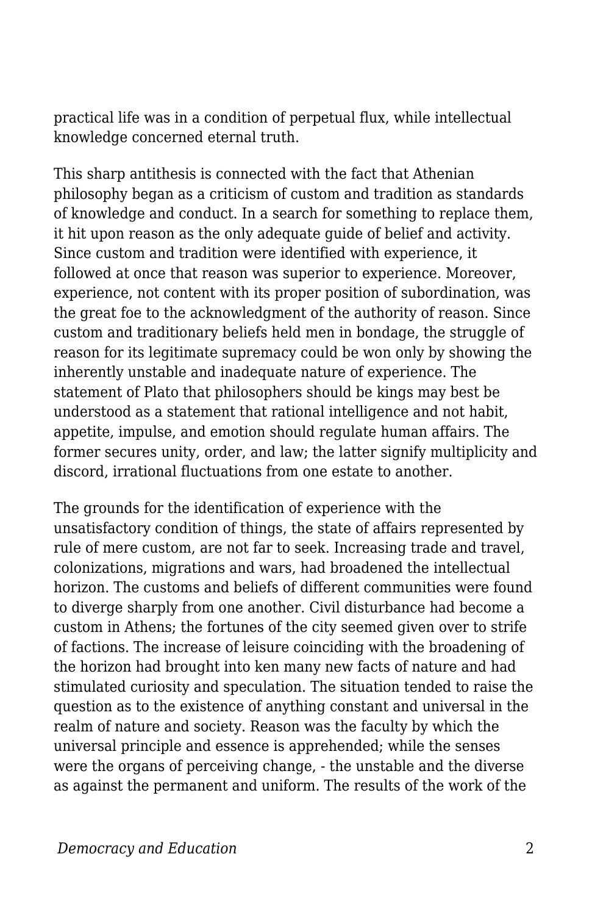practical life was in a condition of perpetual flux, while intellectual knowledge concerned eternal truth.

This sharp antithesis is connected with the fact that Athenian philosophy began as a criticism of custom and tradition as standards of knowledge and conduct. In a search for something to replace them, it hit upon reason as the only adequate guide of belief and activity. Since custom and tradition were identified with experience, it followed at once that reason was superior to experience. Moreover, experience, not content with its proper position of subordination, was the great foe to the acknowledgment of the authority of reason. Since custom and traditionary beliefs held men in bondage, the struggle of reason for its legitimate supremacy could be won only by showing the inherently unstable and inadequate nature of experience. The statement of Plato that philosophers should be kings may best be understood as a statement that rational intelligence and not habit, appetite, impulse, and emotion should regulate human affairs. The former secures unity, order, and law; the latter signify multiplicity and discord, irrational fluctuations from one estate to another.

The grounds for the identification of experience with the unsatisfactory condition of things, the state of affairs represented by rule of mere custom, are not far to seek. Increasing trade and travel, colonizations, migrations and wars, had broadened the intellectual horizon. The customs and beliefs of different communities were found to diverge sharply from one another. Civil disturbance had become a custom in Athens; the fortunes of the city seemed given over to strife of factions. The increase of leisure coinciding with the broadening of the horizon had brought into ken many new facts of nature and had stimulated curiosity and speculation. The situation tended to raise the question as to the existence of anything constant and universal in the realm of nature and society. Reason was the faculty by which the universal principle and essence is apprehended; while the senses were the organs of perceiving change, - the unstable and the diverse as against the permanent and uniform. The results of the work of the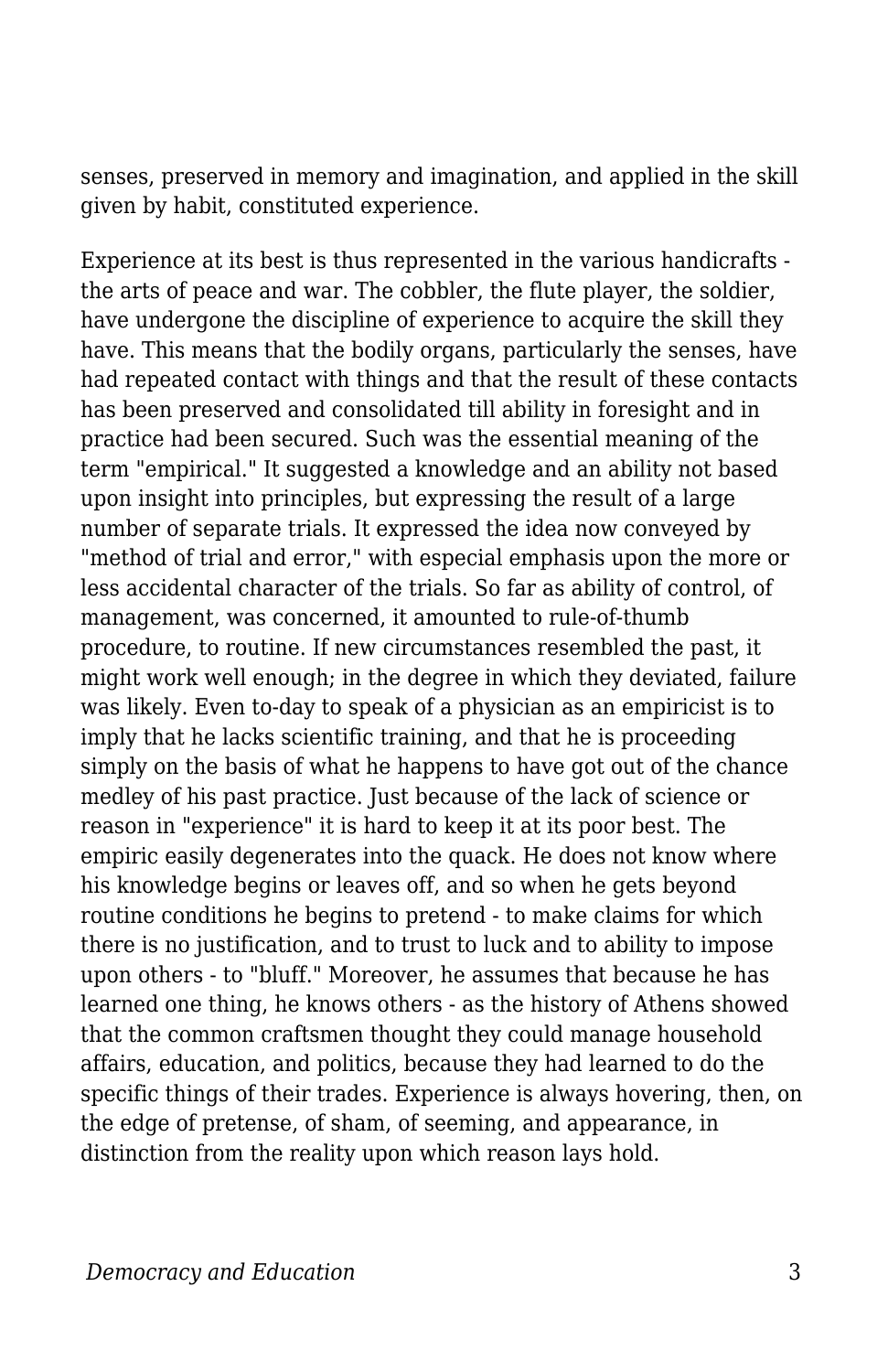senses, preserved in memory and imagination, and applied in the skill given by habit, constituted experience.

Experience at its best is thus represented in the various handicrafts - the arts of peace and war. The cobbler, the flute player, the soldier, have undergone the discipline of experience to acquire the skill they have. This means that the bodily organs, particularly the senses, have had repeated contact with things and that the result of these contacts has been preserved and consolidated till ability in foresight and in practice had been secured. Such was the essential meaning of the term "empirical." It suggested a knowledge and an ability not based upon insight into principles, but expressing the result of a large number of separate trials. It expressed the idea now conveyed by "method of trial and error," with especial emphasis upon the more or less accidental character of the trials. So far as ability of control, of management, was concerned, it amounted to rule-of-thumb procedure, to routine. If new circumstances resembled the past, it might work well enough; in the degree in which they deviated, failure was likely. Even to-day to speak of a physician as an empiricist is to imply that he lacks scientific training, and that he is proceeding simply on the basis of what he happens to have got out of the chance medley of his past practice. Just because of the lack of science or reason in "experience" it is hard to keep it at its poor best. The empiric easily degenerates into the quack. He does not know where his knowledge begins or leaves off, and so when he gets beyond routine conditions he begins to pretend - to make claims for which there is no justification, and to trust to luck and to ability to impose upon others - to "bluff." Moreover, he assumes that because he has learned one thing, he knows others - as the history of Athens showed that the common craftsmen thought they could manage household affairs, education, and politics, because they had learned to do the specific things of their trades. Experience is always hovering, then, on the edge of pretense, of sham, of seeming, and appearance, in distinction from the reality upon which reason lays hold.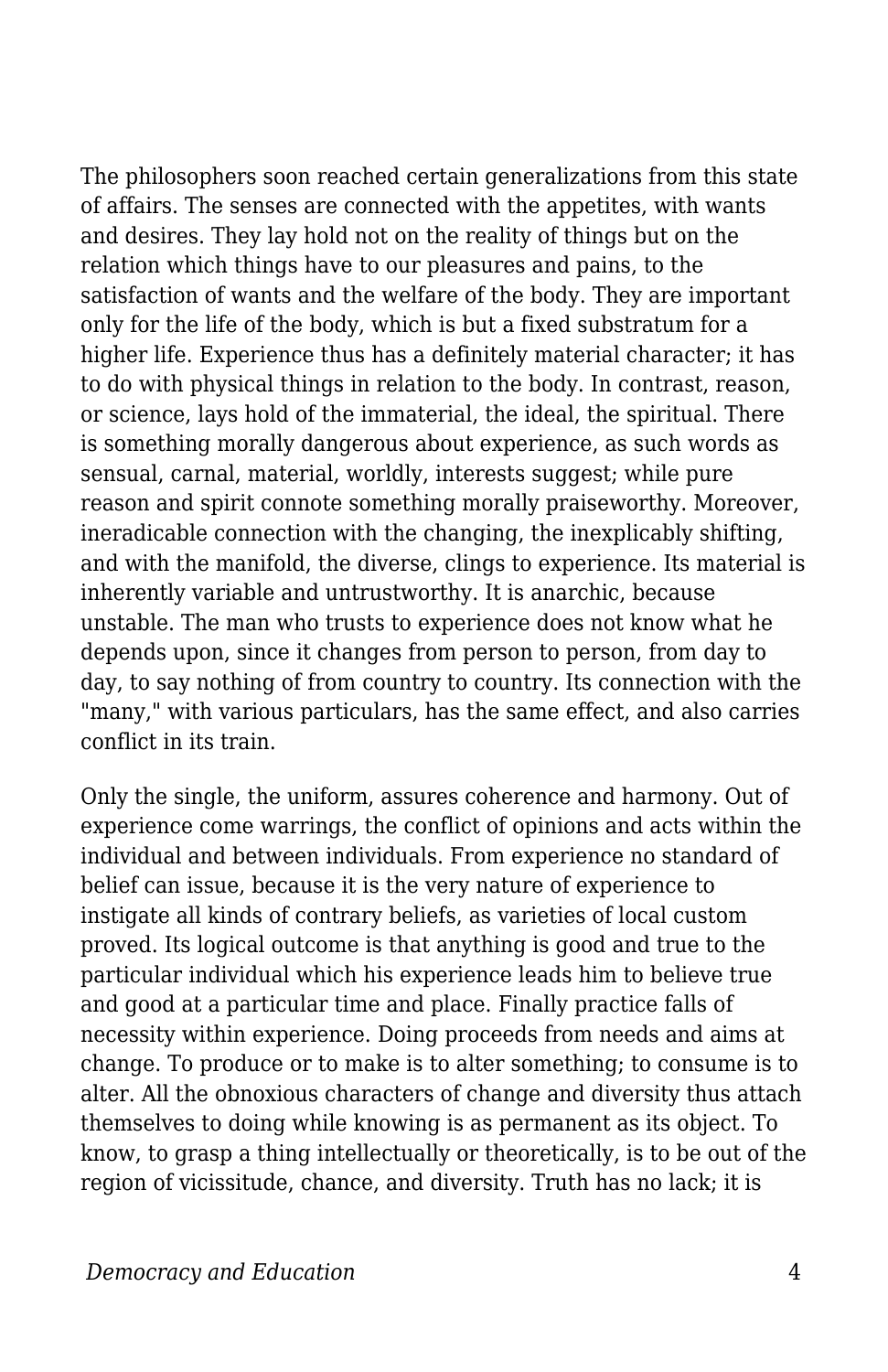The philosophers soon reached certain generalizations from this state of affairs. The senses are connected with the appetites, with wants and desires. They lay hold not on the reality of things but on the relation which things have to our pleasures and pains, to the satisfaction of wants and the welfare of the body. They are important only for the life of the body, which is but a fixed substratum for a higher life. Experience thus has a definitely material character; it has to do with physical things in relation to the body. In contrast, reason, or science, lays hold of the immaterial, the ideal, the spiritual. There is something morally dangerous about experience, as such words as sensual, carnal, material, worldly, interests suggest; while pure reason and spirit connote something morally praiseworthy. Moreover, ineradicable connection with the changing, the inexplicably shifting, and with the manifold, the diverse, clings to experience. Its material is inherently variable and untrustworthy. It is anarchic, because unstable. The man who trusts to experience does not know what he depends upon, since it changes from person to person, from day to day, to say nothing of from country to country. Its connection with the "many," with various particulars, has the same effect, and also carries conflict in its train.

Only the single, the uniform, assures coherence and harmony. Out of experience come warrings, the conflict of opinions and acts within the individual and between individuals. From experience no standard of belief can issue, because it is the very nature of experience to instigate all kinds of contrary beliefs, as varieties of local custom proved. Its logical outcome is that anything is good and true to the particular individual which his experience leads him to believe true and good at a particular time and place. Finally practice falls of necessity within experience. Doing proceeds from needs and aims at change. To produce or to make is to alter something; to consume is to alter. All the obnoxious characters of change and diversity thus attach themselves to doing while knowing is as permanent as its object. To know, to grasp a thing intellectually or theoretically, is to be out of the region of vicissitude, chance, and diversity. Truth has no lack; it is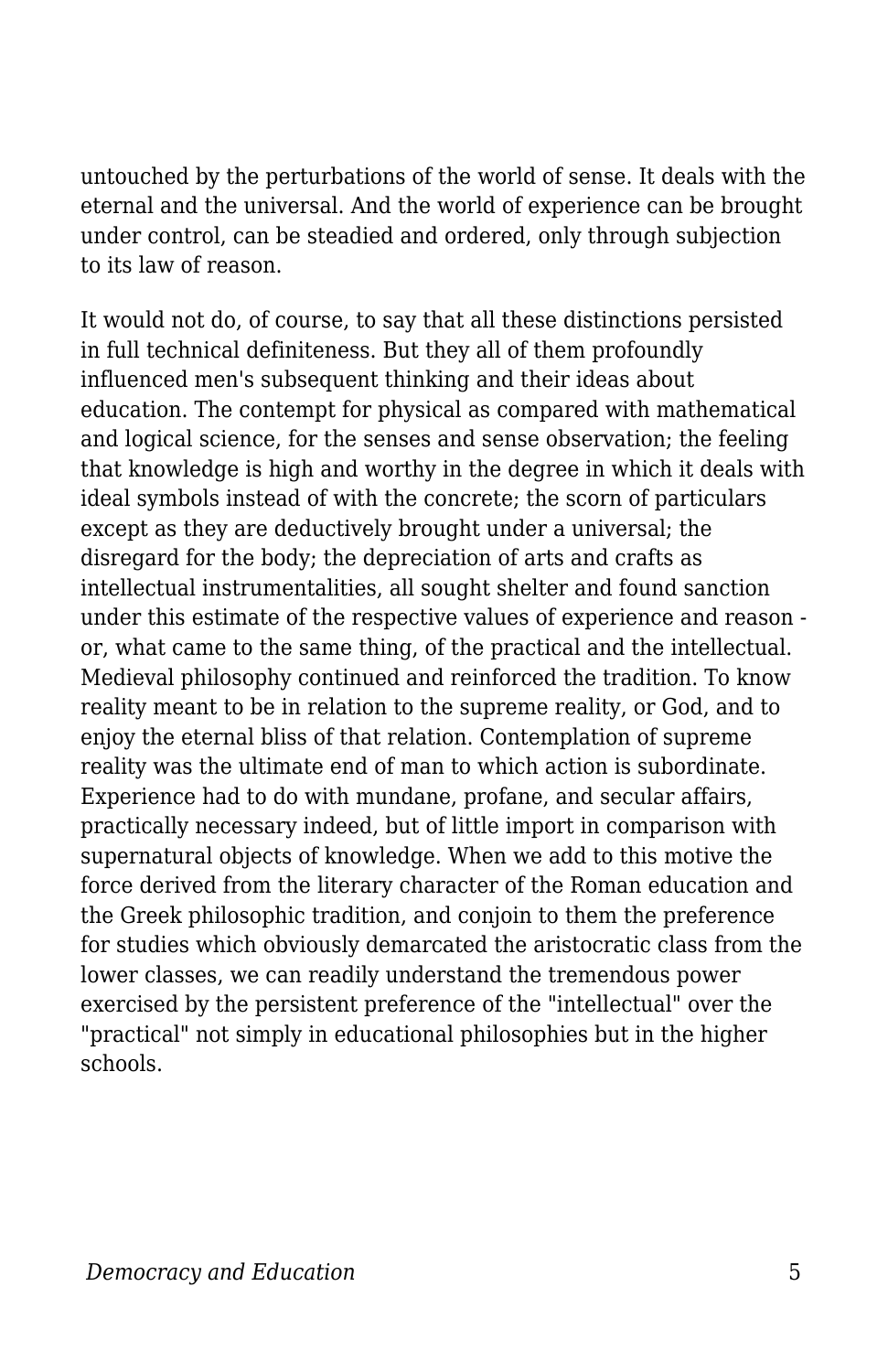untouched by the perturbations of the world of sense. It deals with the eternal and the universal. And the world of experience can be brought under control, can be steadied and ordered, only through subjection to its law of reason.

It would not do, of course, to say that all these distinctions persisted in full technical definiteness. But they all of them profoundly influenced men's subsequent thinking and their ideas about education. The contempt for physical as compared with mathematical and logical science, for the senses and sense observation; the feeling that knowledge is high and worthy in the degree in which it deals with ideal symbols instead of with the concrete; the scorn of particulars except as they are deductively brought under a universal; the disregard for the body; the depreciation of arts and crafts as intellectual instrumentalities, all sought shelter and found sanction under this estimate of the respective values of experience and reason - or, what came to the same thing, of the practical and the intellectual. Medieval philosophy continued and reinforced the tradition. To know reality meant to be in relation to the supreme reality, or God, and to enjoy the eternal bliss of that relation. Contemplation of supreme reality was the ultimate end of man to which action is subordinate. Experience had to do with mundane, profane, and secular affairs, practically necessary indeed, but of little import in comparison with supernatural objects of knowledge. When we add to this motive the force derived from the literary character of the Roman education and the Greek philosophic tradition, and conjoin to them the preference for studies which obviously demarcated the aristocratic class from the lower classes, we can readily understand the tremendous power exercised by the persistent preference of the "intellectual" over the "practical" not simply in educational philosophies but in the higher schools.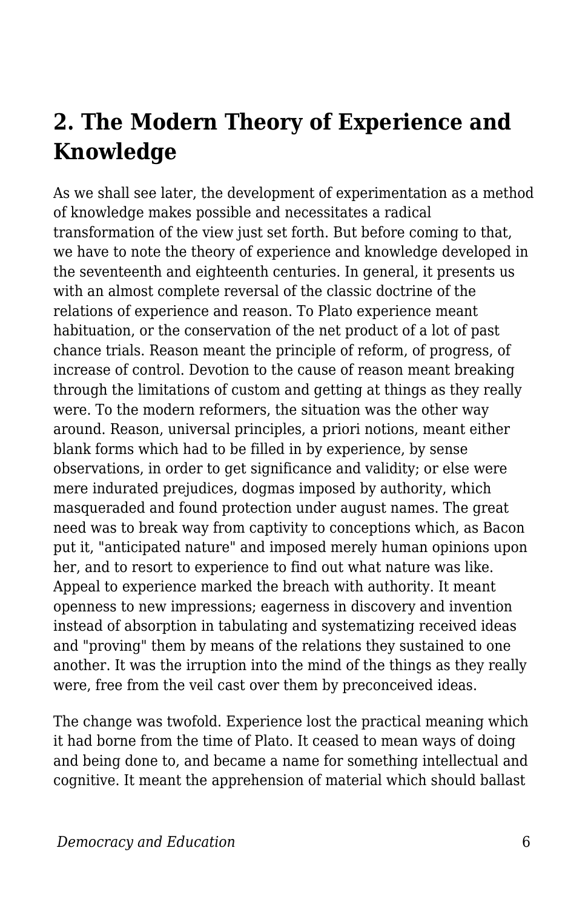## 2. The Modern Theory of Experience and Knowledge

As we shall see later, the development of experimentation as a method of knowledge makes possible and necessitates a radical transformation of the view just set forth. But before coming to that, we have to note the theory of experience and knowledge developed in the seventeenth and eighteenth centuries. In general, it presents us with an almost complete reversal of the classic doctrine of the relations of experience and reason. To Plato experience meant habituation, or the conservation of the net product of a lot of past chance trials. Reason meant the principle of reform, of progress, of increase of control. Devotion to the cause of reason meant breaking through the limitations of custom and getting at things as they really were. To the modern reformers, the situation was the other way around. Reason, universal principles, a priori notions, meant either blank forms which had to be filled in by experience, by sense observations, in order to get significance and validity; or else were mere indurated prejudices, dogmas imposed by authority, which masqueraded and found protection under august names. The great need was to break way from captivity to conceptions which, as Bacon put it, "anticipated nature" and imposed merely human opinions upon her, and to resort to experience to find out what nature was like. Appeal to experience marked the breach with authority. It meant openness to new impressions; eagerness in discovery and invention instead of absorption in tabulating and systematizing received ideas and "proving" them by means of the relations they sustained to one another. It was the irruption into the mind of the things as they really were, free from the veil cast over them by preconceived ideas.

The change was twofold. Experience lost the practical meaning which it had borne from the time of Plato. It ceased to mean ways of doing and being done to, and became a name for something intellectual and cognitive. It meant the apprehension of material which should ballast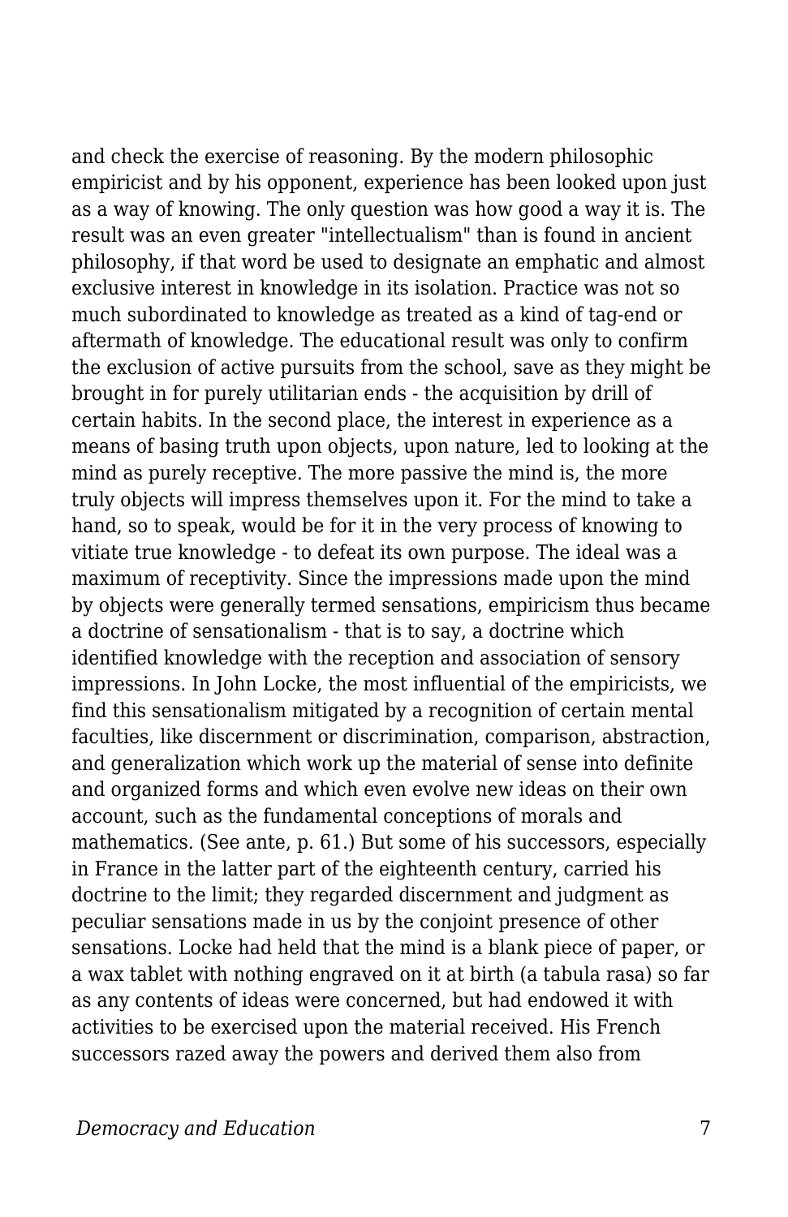and check the exercise of reasoning. By the modern philosophic empiricist and by his opponent, experience has been looked upon just as a way of knowing. The only question was how good a way it is. The result was an even greater "intellectualism" than is found in ancient philosophy, if that word be used to designate an emphatic and almost exclusive interest in knowledge in its isolation. Practice was not so much subordinated to knowledge as treated as a kind of tag-end or aftermath of knowledge. The educational result was only to confirm the exclusion of active pursuits from the school, save as they might be brought in for purely utilitarian ends - the acquisition by drill of certain habits. In the second place, the interest in experience as a means of basing truth upon objects, upon nature, led to looking at the mind as purely receptive. The more passive the mind is, the more truly objects will impress themselves upon it. For the mind to take a hand, so to speak, would be for it in the very process of knowing to vitiate true knowledge - to defeat its own purpose. The ideal was a maximum of receptivity. Since the impressions made upon the mind by objects were generally termed sensations, empiricism thus became a doctrine of sensationalism - that is to say, a doctrine which identified knowledge with the reception and association of sensory impressions. In John Locke, the most influential of the empiricists, we find this sensationalism mitigated by a recognition of certain mental faculties, like discernment or discrimination, comparison, abstraction, and generalization which work up the material of sense into definite and organized forms and which even evolve new ideas on their own account, such as the fundamental conceptions of morals and mathematics. (See ante, p. 61.) But some of his successors, especially in France in the latter part of the eighteenth century, carried his doctrine to the limit; they regarded discernment and judgment as peculiar sensations made in us by the conjoint presence of other sensations. Locke had held that the mind is a blank piece of paper, or a wax tablet with nothing engraved on it at birth (a tabula rasa) so far as any contents of ideas were concerned, but had endowed it with activities to be exercised upon the material received. His French successors razed away the powers and derived them also from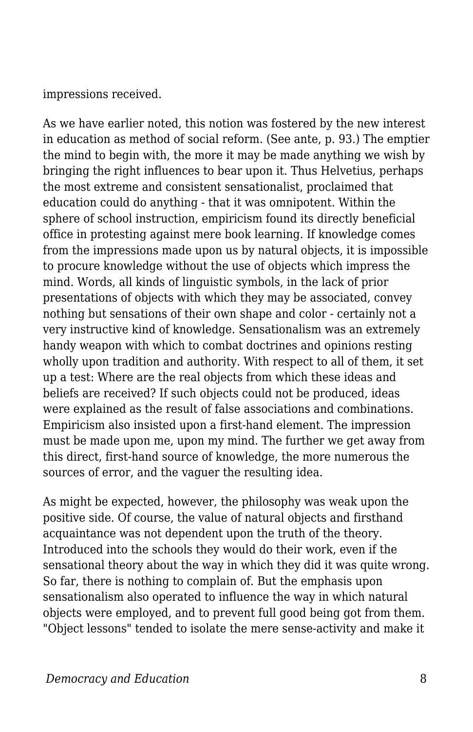impressions received.

As we have earlier noted, this notion was fostered by the new interest in education as method of social reform. (See ante, p. 93.) The emptier the mind to begin with, the more it may be made anything we wish by bringing the right influences to bear upon it. Thus Helvetius, perhaps the most extreme and consistent sensationalist, proclaimed that education could do anything - that it was omnipotent. Within the sphere of school instruction, empiricism found its directly beneficial office in protesting against mere book learning. If knowledge comes from the impressions made upon us by natural objects, it is impossible to procure knowledge without the use of objects which impress the mind. Words, all kinds of linguistic symbols, in the lack of prior presentations of objects with which they may be associated, convey nothing but sensations of their own shape and color - certainly not a very instructive kind of knowledge. Sensationalism was an extremely handy weapon with which to combat doctrines and opinions resting wholly upon tradition and authority. With respect to all of them, it set up a test: Where are the real objects from which these ideas and beliefs are received? If such objects could not be produced, ideas were explained as the result of false associations and combinations. Empiricism also insisted upon a first-hand element. The impression must be made upon me, upon my mind. The further we get away from this direct, first-hand source of knowledge, the more numerous the sources of error, and the vaguer the resulting idea.

As might be expected, however, the philosophy was weak upon the positive side. Of course, the value of natural objects and firsthand acquaintance was not dependent upon the truth of the theory. Introduced into the schools they would do their work, even if the sensational theory about the way in which they did it was quite wrong. So far, there is nothing to complain of. But the emphasis upon sensationalism also operated to influence the way in which natural objects were employed, and to prevent full good being got from them. "Object lessons" tended to isolate the mere sense-activity and make it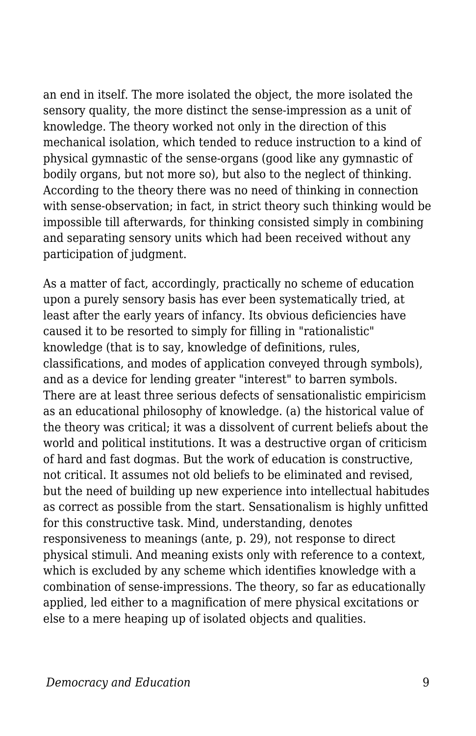an end in itself. The more isolated the object, the more isolated the sensory quality, the more distinct the sense-impression as a unit of knowledge. The theory worked not only in the direction of this mechanical isolation, which tended to reduce instruction to a kind of physical gymnastic of the sense-organs (good like any gymnastic of bodily organs, but not more so), but also to the neglect of thinking. According to the theory there was no need of thinking in connection with sense-observation; in fact, in strict theory such thinking would be impossible till afterwards, for thinking consisted simply in combining and separating sensory units which had been received without any participation of judgment.

As a matter of fact, accordingly, practically no scheme of education upon a purely sensory basis has ever been systematically tried, at least after the early years of infancy. Its obvious deficiencies have caused it to be resorted to simply for filling in "rationalistic" knowledge (that is to say, knowledge of definitions, rules, classifications, and modes of application conveyed through symbols), and as a device for lending greater "interest" to barren symbols. There are at least three serious defects of sensationalistic empiricism as an educational philosophy of knowledge. (a) the historical value of the theory was critical; it was a dissolvent of current beliefs about the world and political institutions. It was a destructive organ of criticism of hard and fast dogmas. But the work of education is constructive, not critical. It assumes not old beliefs to be eliminated and revised, but the need of building up new experience into intellectual habitudes as correct as possible from the start. Sensationalism is highly unfitted for this constructive task. Mind, understanding, denotes responsiveness to meanings (ante, p. 29), not response to direct physical stimuli. And meaning exists only with reference to a context, which is excluded by any scheme which identifies knowledge with a combination of sense-impressions. The theory, so far as educationally applied, led either to a magnification of mere physical excitations or else to a mere heaping up of isolated objects and qualities.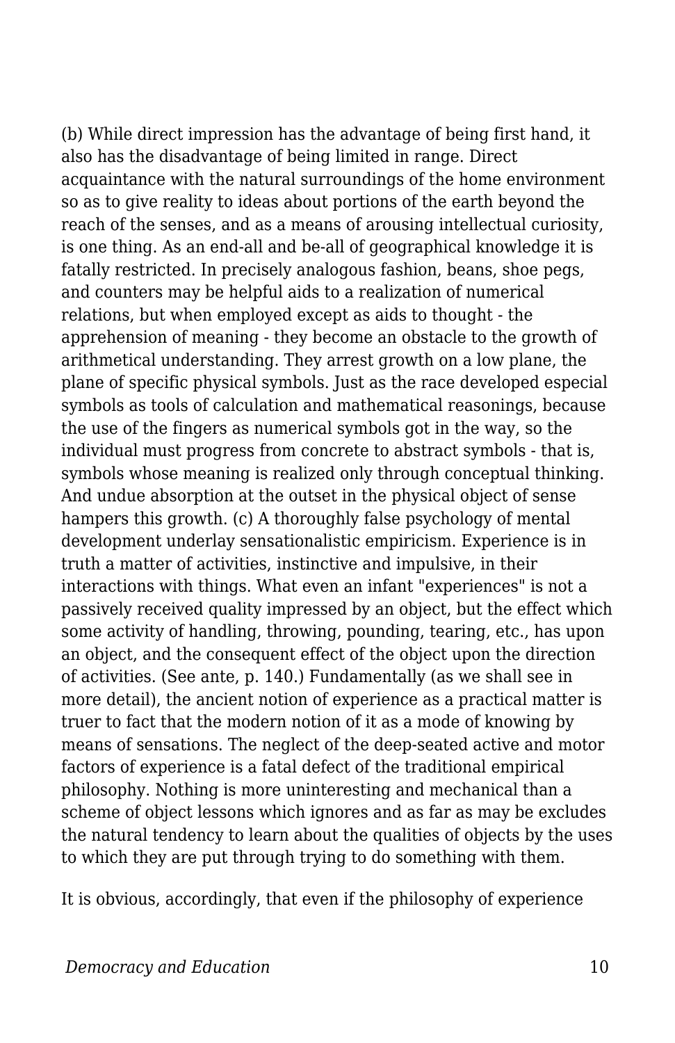(b) While direct impression has the advantage of being first hand, it also has the disadvantage of being limited in range. Direct acquaintance with the natural surroundings of the home environment so as to give reality to ideas about portions of the earth beyond the reach of the senses, and as a means of arousing intellectual curiosity, is one thing. As an end-all and be-all of geographical knowledge it is fatally restricted. In precisely analogous fashion, beans, shoe pegs, and counters may be helpful aids to a realization of numerical relations, but when employed except as aids to thought - the apprehension of meaning - they become an obstacle to the growth of arithmetical understanding. They arrest growth on a low plane, the plane of specific physical symbols. Just as the race developed especial symbols as tools of calculation and mathematical reasonings, because the use of the fingers as numerical symbols got in the way, so the individual must progress from concrete to abstract symbols - that is, symbols whose meaning is realized only through conceptual thinking. And undue absorption at the outset in the physical object of sense hampers this growth. (c) A thoroughly false psychology of mental development underlay sensationalistic empiricism. Experience is in truth a matter of activities, instinctive and impulsive, in their interactions with things. What even an infant "experiences" is not a passively received quality impressed by an object, but the effect which some activity of handling, throwing, pounding, tearing, etc., has upon an object, and the consequent effect of the object upon the direction of activities. (See ante, p. 140.) Fundamentally (as we shall see in more detail), the ancient notion of experience as a practical matter is truer to fact that the modern notion of it as a mode of knowing by means of sensations. The neglect of the deep-seated active and motor factors of experience is a fatal defect of the traditional empirical philosophy. Nothing is more uninteresting and mechanical than a scheme of object lessons which ignores and as far as may be excludes the natural tendency to learn about the qualities of objects by the uses to which they are put through trying to do something with them.

It is obvious, accordingly, that even if the philosophy of experience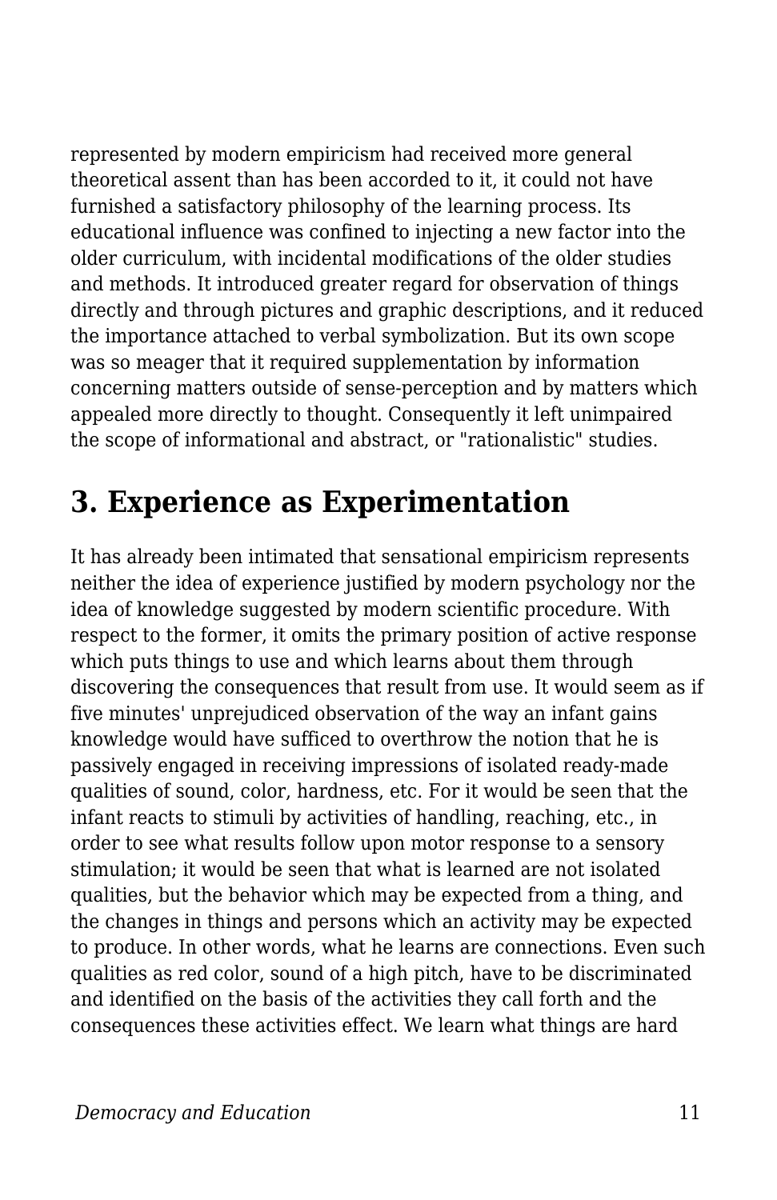represented by modern empiricism had received more general theoretical assent than has been accorded to it, it could not have furnished a satisfactory philosophy of the learning process. Its educational influence was confined to injecting a new factor into the older curriculum, with incidental modifications of the older studies and methods. It introduced greater regard for observation of things directly and through pictures and graphic descriptions, and it reduced the importance attached to verbal symbolization. But its own scope was so meager that it required supplementation by information concerning matters outside of sense-perception and by matters which appealed more directly to thought. Consequently it left unimpaired the scope of informational and abstract, or "rationalistic" studies.

## 3. Experience as Experimentation

It has already been intimated that sensational empiricism represents neither the idea of experience justified by modern psychology nor the idea of knowledge suggested by modern scientific procedure. With respect to the former, it omits the primary position of active response which puts things to use and which learns about them through discovering the consequences that result from use. It would seem as if five minutes' unprejudiced observation of the way an infant gains knowledge would have sufficed to overthrow the notion that he is passively engaged in receiving impressions of isolated ready-made qualities of sound, color, hardness, etc. For it would be seen that the infant reacts to stimuli by activities of handling, reaching, etc., in order to see what results follow upon motor response to a sensory stimulation; it would be seen that what is learned are not isolated qualities, but the behavior which may be expected from a thing, and the changes in things and persons which an activity may be expected to produce. In other words, what he learns are connections. Even such qualities as red color, sound of a high pitch, have to be discriminated and identified on the basis of the activities they call forth and the consequences these activities effect. We learn what things are hard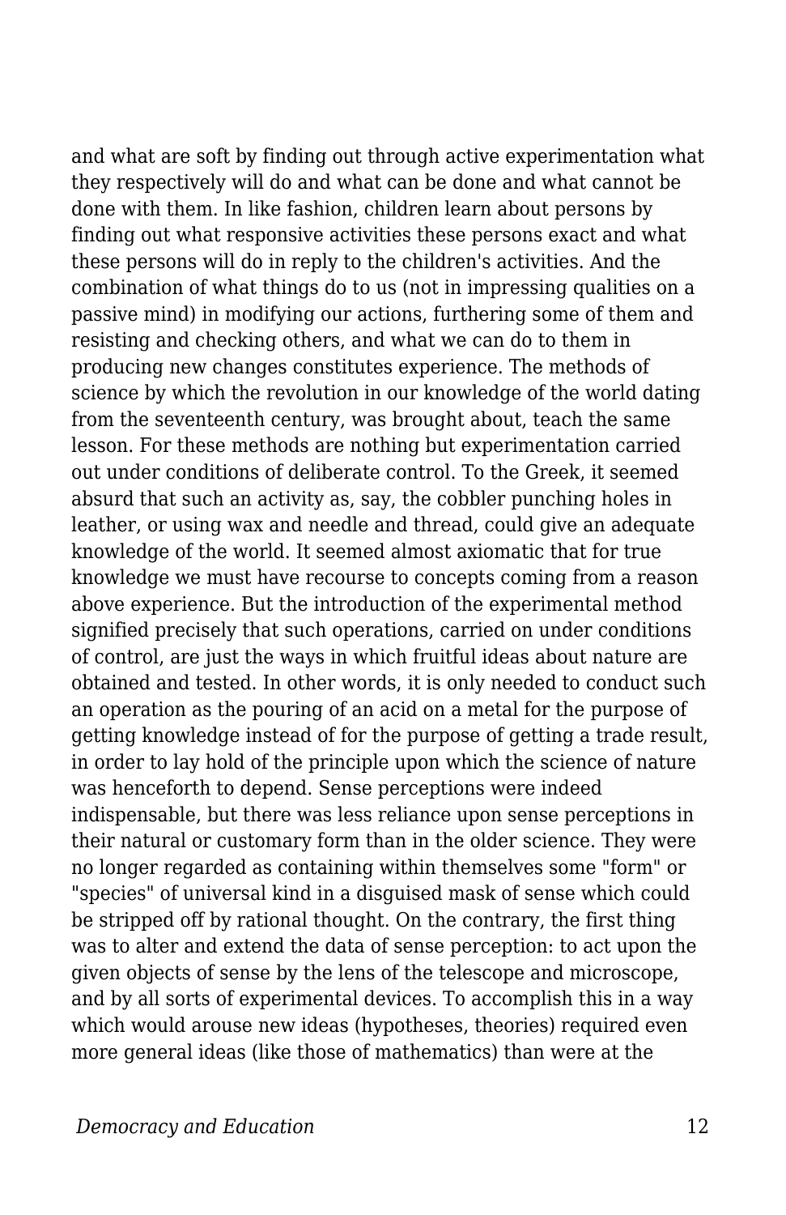and what are soft by finding out through active experimentation what they respectively will do and what can be done and what cannot be done with them. In like fashion, children learn about persons by finding out what responsive activities these persons exact and what these persons will do in reply to the children's activities. And the combination of what things do to us (not in impressing qualities on a passive mind) in modifying our actions, furthering some of them and resisting and checking others, and what we can do to them in producing new changes constitutes experience. The methods of science by which the revolution in our knowledge of the world dating from the seventeenth century, was brought about, teach the same lesson. For these methods are nothing but experimentation carried out under conditions of deliberate control. To the Greek, it seemed absurd that such an activity as, say, the cobbler punching holes in leather, or using wax and needle and thread, could give an adequate knowledge of the world. It seemed almost axiomatic that for true knowledge we must have recourse to concepts coming from a reason above experience. But the introduction of the experimental method signified precisely that such operations, carried on under conditions of control, are just the ways in which fruitful ideas about nature are obtained and tested. In other words, it is only needed to conduct such an operation as the pouring of an acid on a metal for the purpose of getting knowledge instead of for the purpose of getting a trade result, in order to lay hold of the principle upon which the science of nature was henceforth to depend. Sense perceptions were indeed indispensable, but there was less reliance upon sense perceptions in their natural or customary form than in the older science. They were no longer regarded as containing within themselves some "form" or "species" of universal kind in a disguised mask of sense which could be stripped off by rational thought. On the contrary, the first thing was to alter and extend the data of sense perception: to act upon the given objects of sense by the lens of the telescope and microscope, and by all sorts of experimental devices. To accomplish this in a way which would arouse new ideas (hypotheses, theories) required even more general ideas (like those of mathematics) than were at the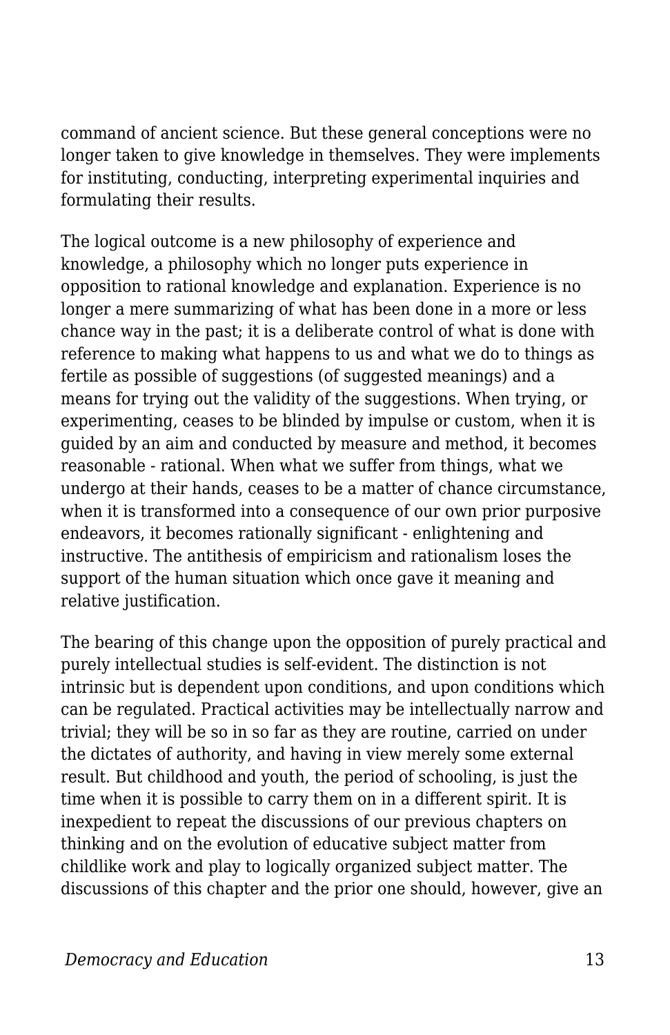command of ancient science. But these general conceptions were no longer taken to give knowledge in themselves. They were implements for instituting, conducting, interpreting experimental inquiries and formulating their results.

The logical outcome is a new philosophy of experience and knowledge, a philosophy which no longer puts experience in opposition to rational knowledge and explanation. Experience is no longer a mere summarizing of what has been done in a more or less chance way in the past; it is a deliberate control of what is done with reference to making what happens to us and what we do to things as fertile as possible of suggestions (of suggested meanings) and a means for trying out the validity of the suggestions. When trying, or experimenting, ceases to be blinded by impulse or custom, when it is guided by an aim and conducted by measure and method, it becomes reasonable - rational. When what we suffer from things, what we undergo at their hands, ceases to be a matter of chance circumstance, when it is transformed into a consequence of our own prior purposive endeavors, it becomes rationally significant - enlightening and instructive. The antithesis of empiricism and rationalism loses the support of the human situation which once gave it meaning and relative justification.

The bearing of this change upon the opposition of purely practical and purely intellectual studies is self-evident. The distinction is not intrinsic but is dependent upon conditions, and upon conditions which can be regulated. Practical activities may be intellectually narrow and trivial; they will be so in so far as they are routine, carried on under the dictates of authority, and having in view merely some external result. But childhood and youth, the period of schooling, is just the time when it is possible to carry them on in a different spirit. It is inexpedient to repeat the discussions of our previous chapters on thinking and on the evolution of educative subject matter from childlike work and play to logically organized subject matter. The discussions of this chapter and the prior one should, however, give an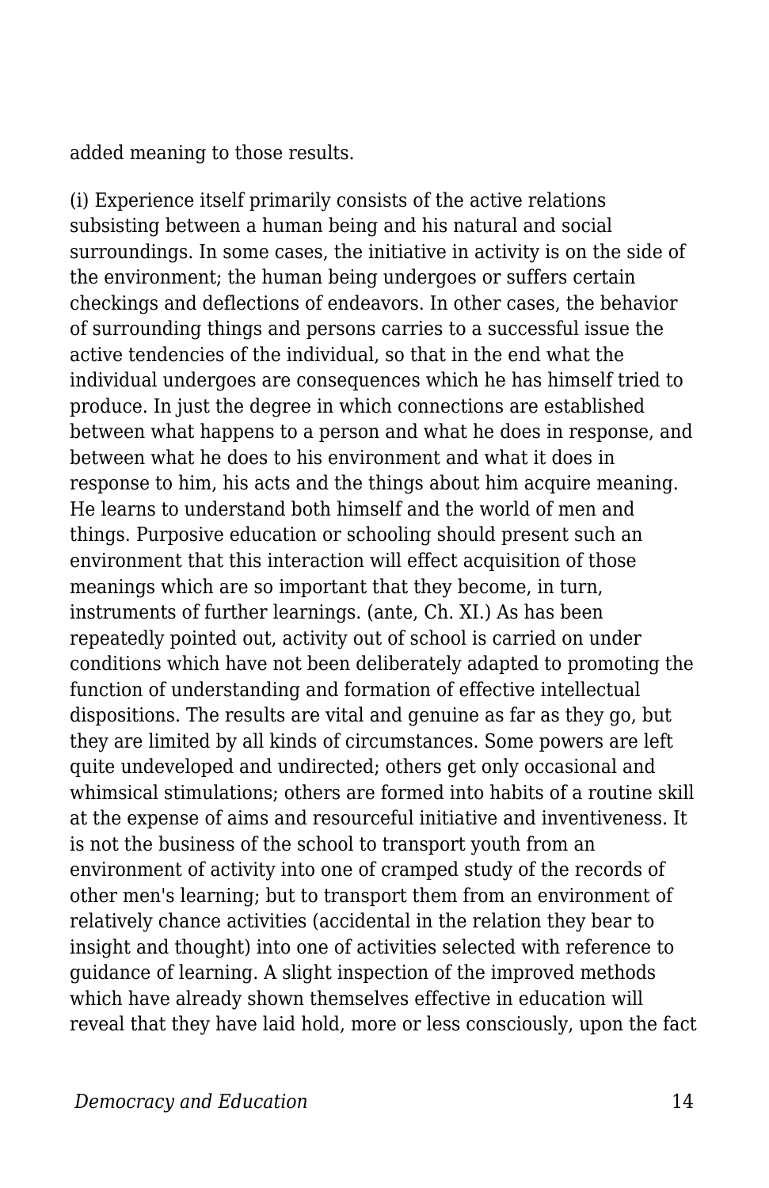added meaning to those results.

(i) Experience itself primarily consists of the active relations subsisting between a human being and his natural and social surroundings. In some cases, the initiative in activity is on the side of the environment; the human being undergoes or suffers certain checkings and deflections of endeavors. In other cases, the behavior of surrounding things and persons carries to a successful issue the active tendencies of the individual, so that in the end what the individual undergoes are consequences which he has himself tried to produce. In just the degree in which connections are established between what happens to a person and what he does in response, and between what he does to his environment and what it does in response to him, his acts and the things about him acquire meaning. He learns to understand both himself and the world of men and things. Purposive education or schooling should present such an environment that this interaction will effect acquisition of those meanings which are so important that they become, in turn, instruments of further learnings. (ante, Ch. XI.) As has been repeatedly pointed out, activity out of school is carried on under conditions which have not been deliberately adapted to promoting the function of understanding and formation of effective intellectual dispositions. The results are vital and genuine as far as they go, but they are limited by all kinds of circumstances. Some powers are left quite undeveloped and undirected; others get only occasional and whimsical stimulations; others are formed into habits of a routine skill at the expense of aims and resourceful initiative and inventiveness. It is not the business of the school to transport youth from an environment of activity into one of cramped study of the records of other men's learning; but to transport them from an environment of relatively chance activities (accidental in the relation they bear to insight and thought) into one of activities selected with reference to guidance of learning. A slight inspection of the improved methods which have already shown themselves effective in education will reveal that they have laid hold, more or less consciously, upon the fact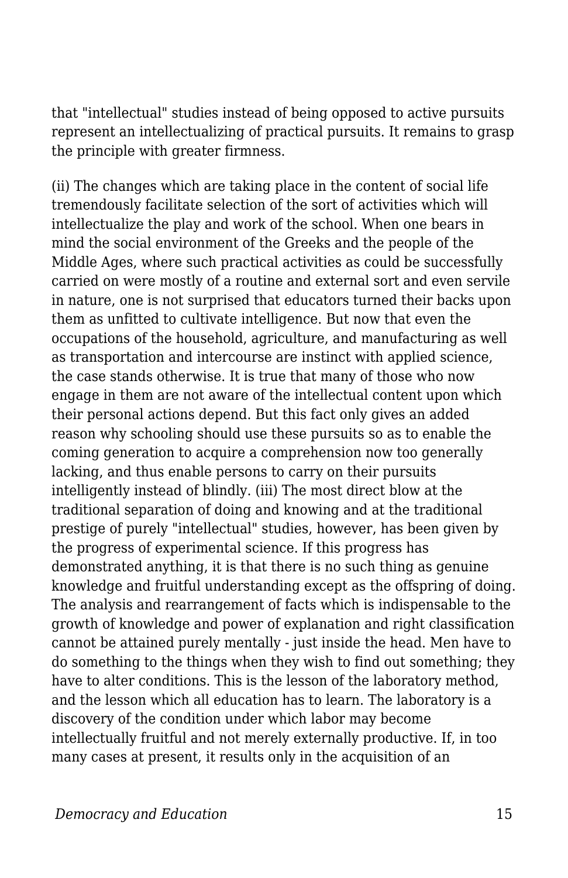that "intellectual" studies instead of being opposed to active pursuits represent an intellectualizing of practical pursuits. It remains to grasp the principle with greater firmness.

(ii) The changes which are taking place in the content of social life tremendously facilitate selection of the sort of activities which will intellectualize the play and work of the school. When one bears in mind the social environment of the Greeks and the people of the Middle Ages, where such practical activities as could be successfully carried on were mostly of a routine and external sort and even servile in nature, one is not surprised that educators turned their backs upon them as unfitted to cultivate intelligence. But now that even the occupations of the household, agriculture, and manufacturing as well as transportation and intercourse are instinct with applied science, the case stands otherwise. It is true that many of those who now engage in them are not aware of the intellectual content upon which their personal actions depend. But this fact only gives an added reason why schooling should use these pursuits so as to enable the coming generation to acquire a comprehension now too generally lacking, and thus enable persons to carry on their pursuits intelligently instead of blindly. (iii) The most direct blow at the traditional separation of doing and knowing and at the traditional prestige of purely "intellectual" studies, however, has been given by the progress of experimental science. If this progress has demonstrated anything, it is that there is no such thing as genuine knowledge and fruitful understanding except as the offspring of doing. The analysis and rearrangement of facts which is indispensable to the growth of knowledge and power of explanation and right classification cannot be attained purely mentally - just inside the head. Men have to do something to the things when they wish to find out something; they have to alter conditions. This is the lesson of the laboratory method, and the lesson which all education has to learn. The laboratory is a discovery of the condition under which labor may become intellectually fruitful and not merely externally productive. If, in too many cases at present, it results only in the acquisition of an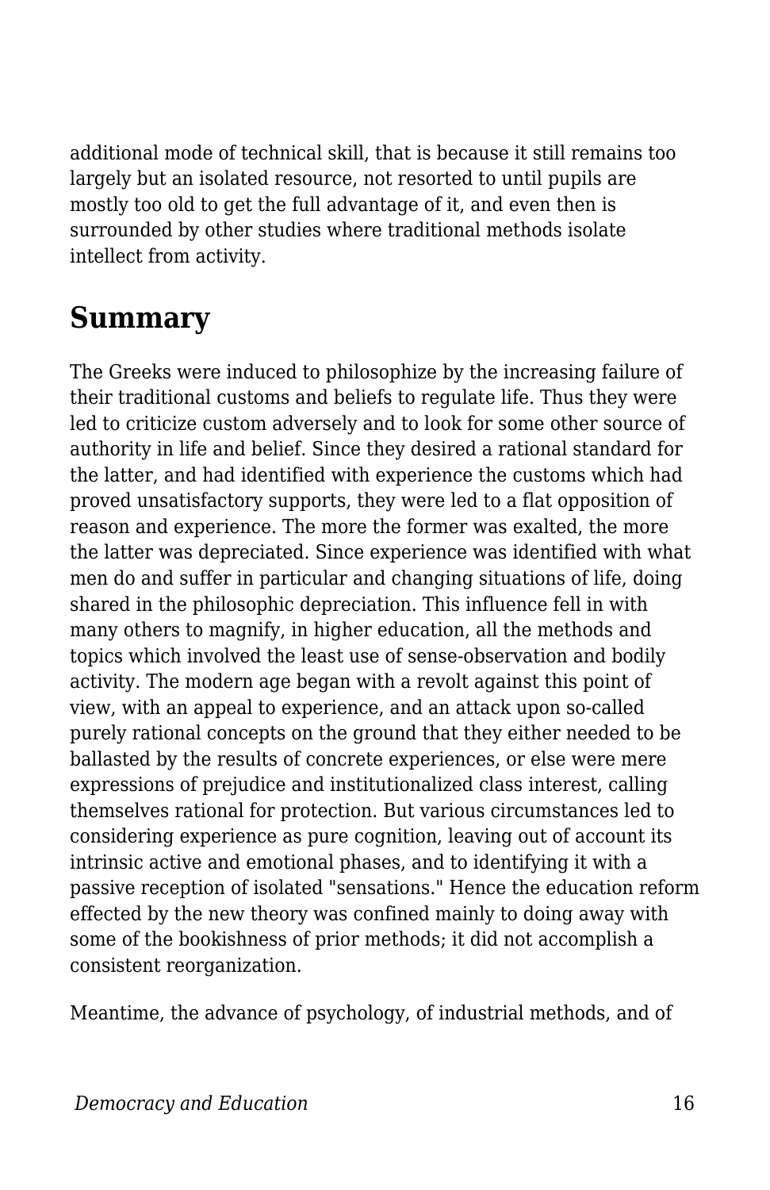additional mode of technical skill, that is because it still remains too largely but an isolated resource, not resorted to until pupils are mostly too old to get the full advantage of it, and even then is surrounded by other studies where traditional methods isolate intellect from activity.

## Summary

The Greeks were induced to philosophize by the increasing failure of their traditional customs and beliefs to regulate life. Thus they were led to criticize custom adversely and to look for some other source of authority in life and belief. Since they desired a rational standard for the latter, and had identified with experience the customs which had proved unsatisfactory supports, they were led to a flat opposition of reason and experience. The more the former was exalted, the more the latter was depreciated. Since experience was identified with what men do and suffer in particular and changing situations of life, doing shared in the philosophic depreciation. This influence fell in with many others to magnify, in higher education, all the methods and topics which involved the least use of sense-observation and bodily activity. The modern age began with a revolt against this point of view, with an appeal to experience, and an attack upon so-called purely rational concepts on the ground that they either needed to be ballasted by the results of concrete experiences, or else were mere expressions of prejudice and institutionalized class interest, calling themselves rational for protection. But various circumstances led to considering experience as pure cognition, leaving out of account its intrinsic active and emotional phases, and to identifying it with a passive reception of isolated "sensations." Hence the education reform effected by the new theory was confined mainly to doing away with some of the bookishness of prior methods; it did not accomplish a consistent reorganization.

Meantime, the advance of psychology, of industrial methods, and of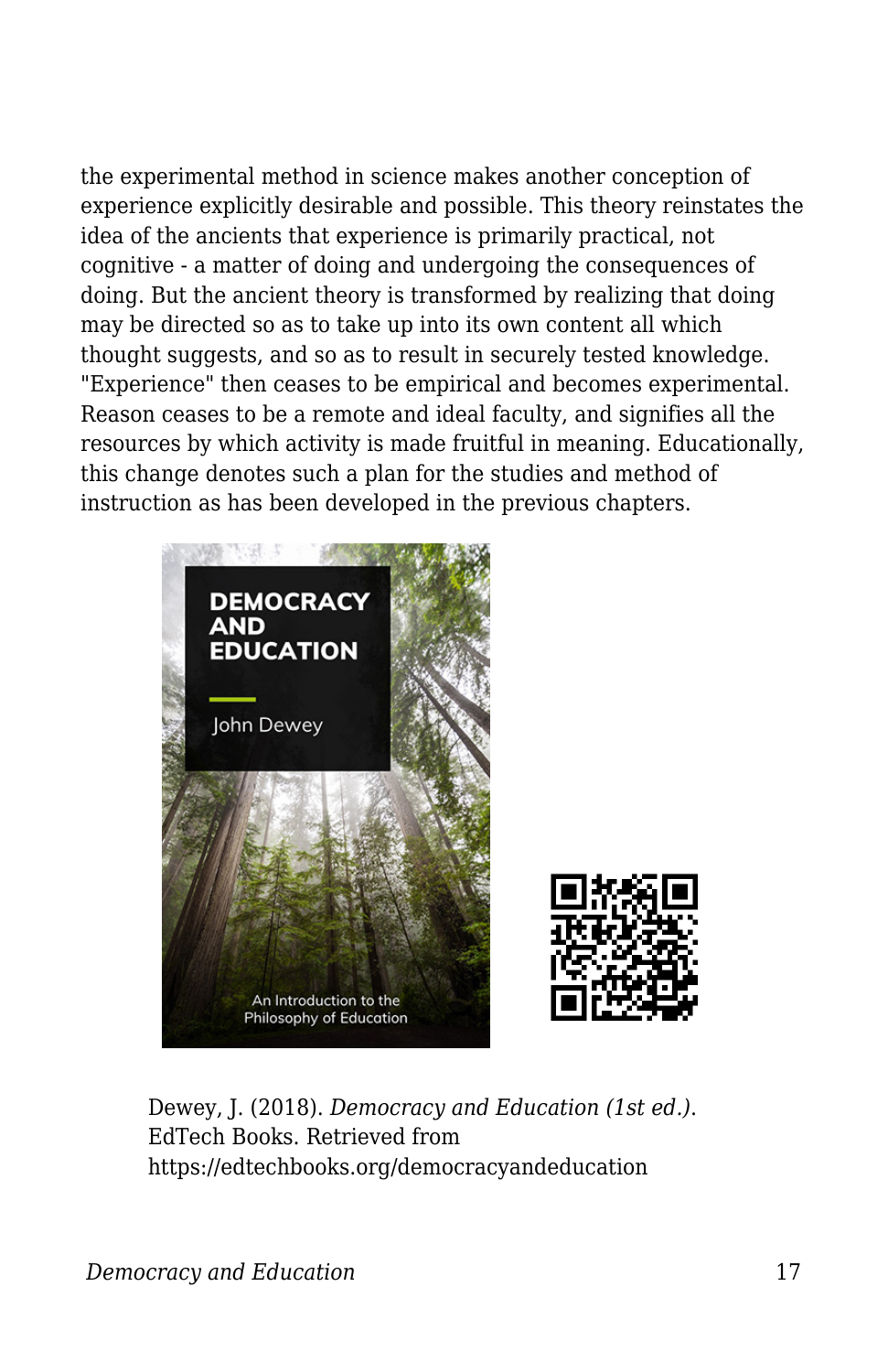the experimental method in science makes another conception of experience explicitly desirable and possible. This theory reinstates the idea of the ancients that experience is primarily practical, not cognitive - a matter of doing and undergoing the consequences of doing. But the ancient theory is transformed by realizing that doing may be directed so as to take up into its own content all which thought suggests, and so as to result in securely tested knowledge. "Experience" then ceases to be empirical and becomes experimental. Reason ceases to be a remote and ideal faculty, and signifies all the resources by which activity is made fruitful in meaning. Educationally, this change denotes such a plan for the studies and method of instruction as has been developed in the previous chapters.

Dewey, J. (2018). *Democracy and Education (1st ed.)*. EdTech Books. Retrieved from https://edtechbooks.org/democracyandeducation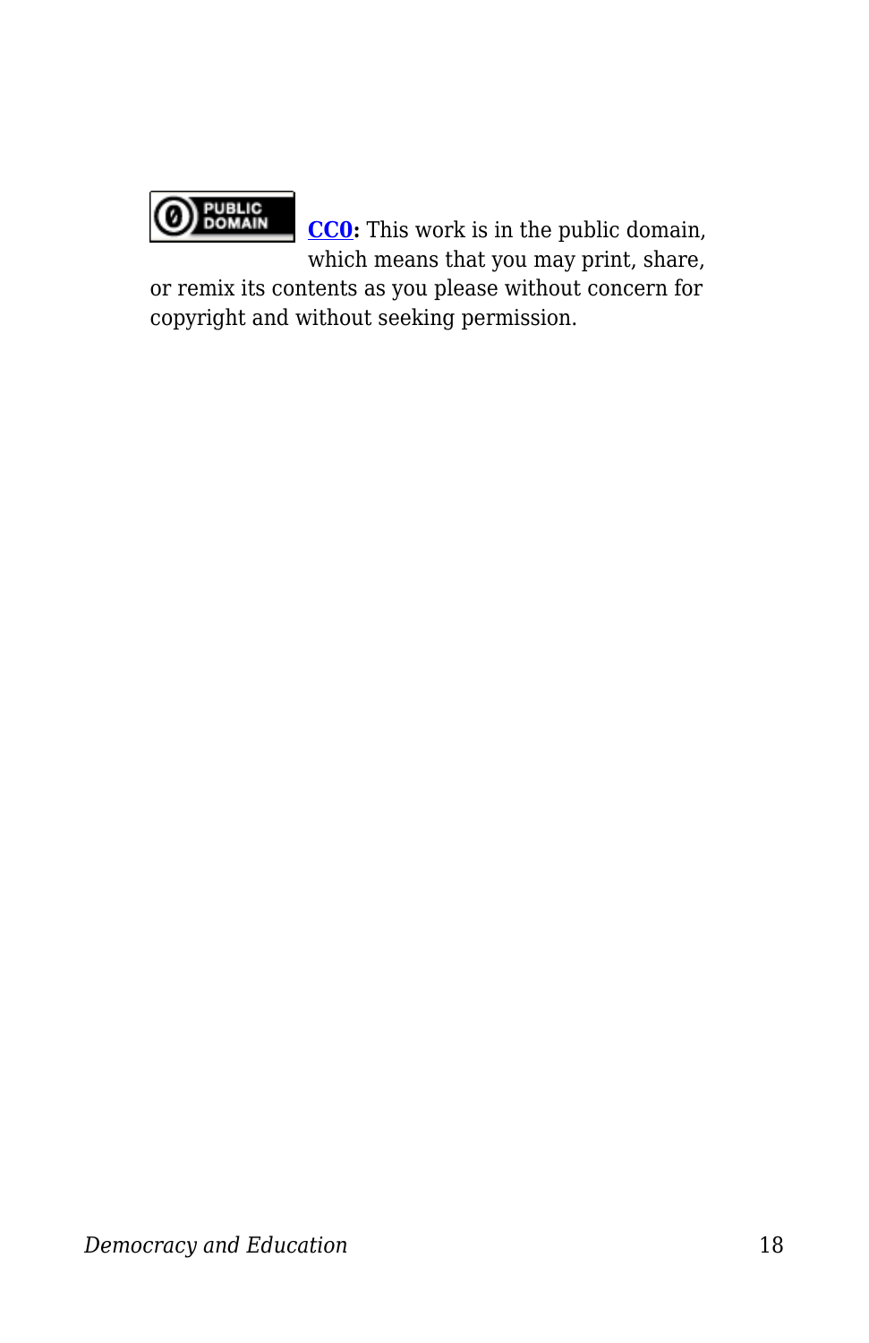**CC0:** This work is in the public domain, which means that you may print, share, or remix its contents as you please without concern for copyright and without seeking permission.